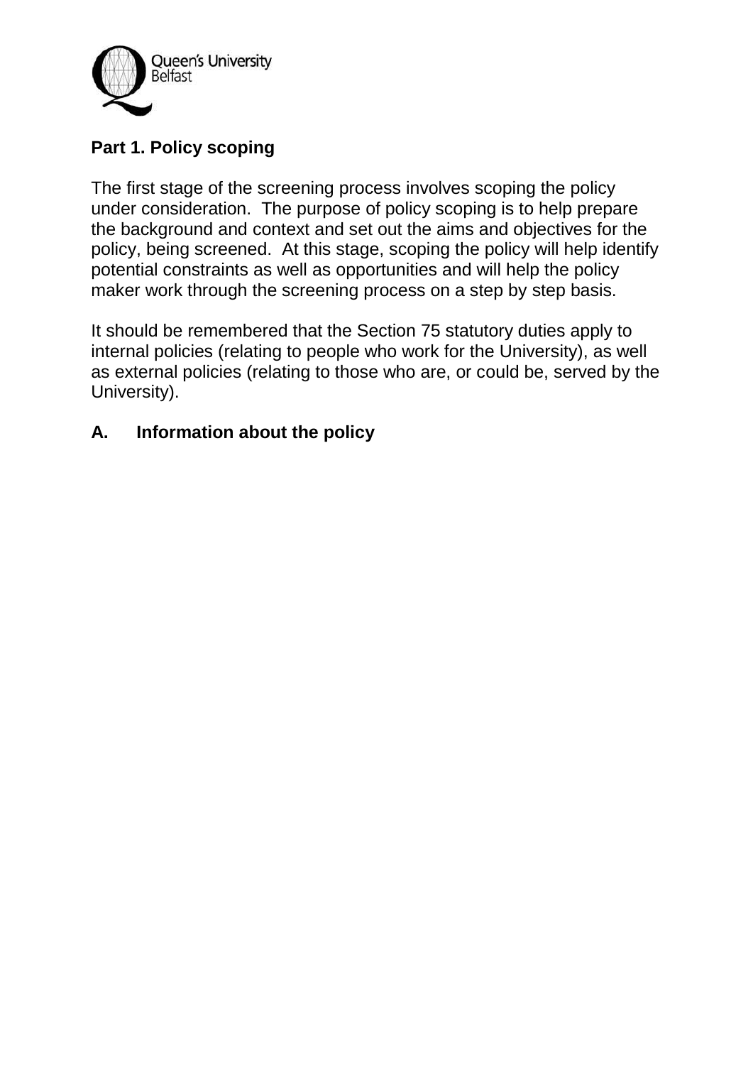## Part 1. Policy scoping

The first stage of the screening process involves scoping the policy under consideration. The purpose of policy scoping is to help prepare the background and context and set out the aims and objectives for the policy, being screened. At this stage, scoping the policy will help identify potential constraints as well as opportunities and will help the policy maker work through the screening process on a step by step basis.

It should be remembered that the Section 75 statutory duties apply to internal policies (relating to people who work for the University), as well as external policies (relating to those who are, or could be, served by the University).

### A. Information about the policy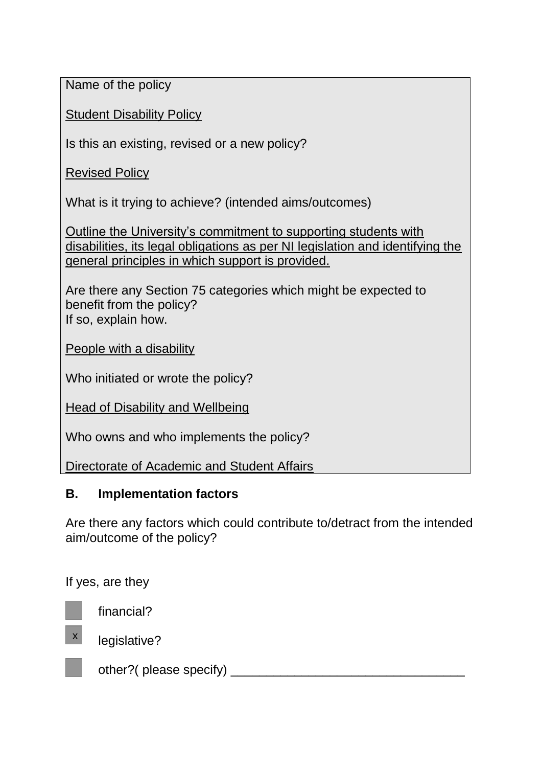Name of the policy

Student Disability Policy

Is this an existing, revised or a new policy?

Revised Policy

What is it trying to achieve? (intended aims/outcomes)

Outline the University's commitment to supporting students with disabilities, its legal obligations as per NI legislation and identifying the general principles in which support is provided.

Are there any Section 75 categories which might be expected to benefit from the policy?
If so, explain how.

People with a disability

Who initiated or wrote the policy?

Head of Disability and Wellbeing

Who owns and who implements the policy?

Directorate of Academic and Student Affairs

## B. Implementation factors

Are there any factors which could contribute to/detract from the intended aim/outcome of the policy?

If yes, are they

- [ ] financial?
- [x] legislative?
- [ ] other?( please specify) ________________________________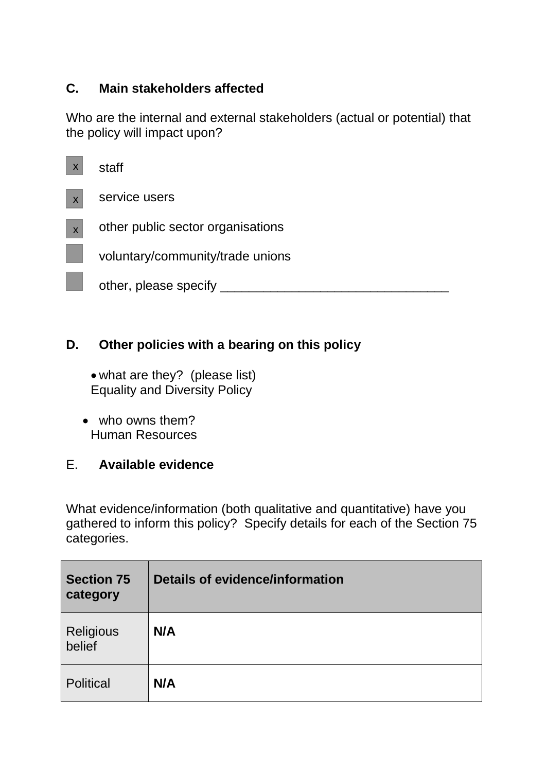## C. Main stakeholders affected

Who are the internal and external stakeholders (actual or potential) that the policy will impact upon?

- [x] staff
- [x] service users
- [x] other public sector organisations
- [ ] voluntary/community/trade unions
- [ ] other, please specify ________________________________

## D. Other policies with a bearing on this policy

- what are they? (please list)
  Equality and Diversity Policy

- who owns them?
  Human Resources

## E. Available evidence

What evidence/information (both qualitative and quantitative) have you gathered to inform this policy? Specify details for each of the Section 75 categories.

| Section 75 category | Details of evidence/information |
|---|---|
| Religious belief | **N/A** |
| Political | **N/A** |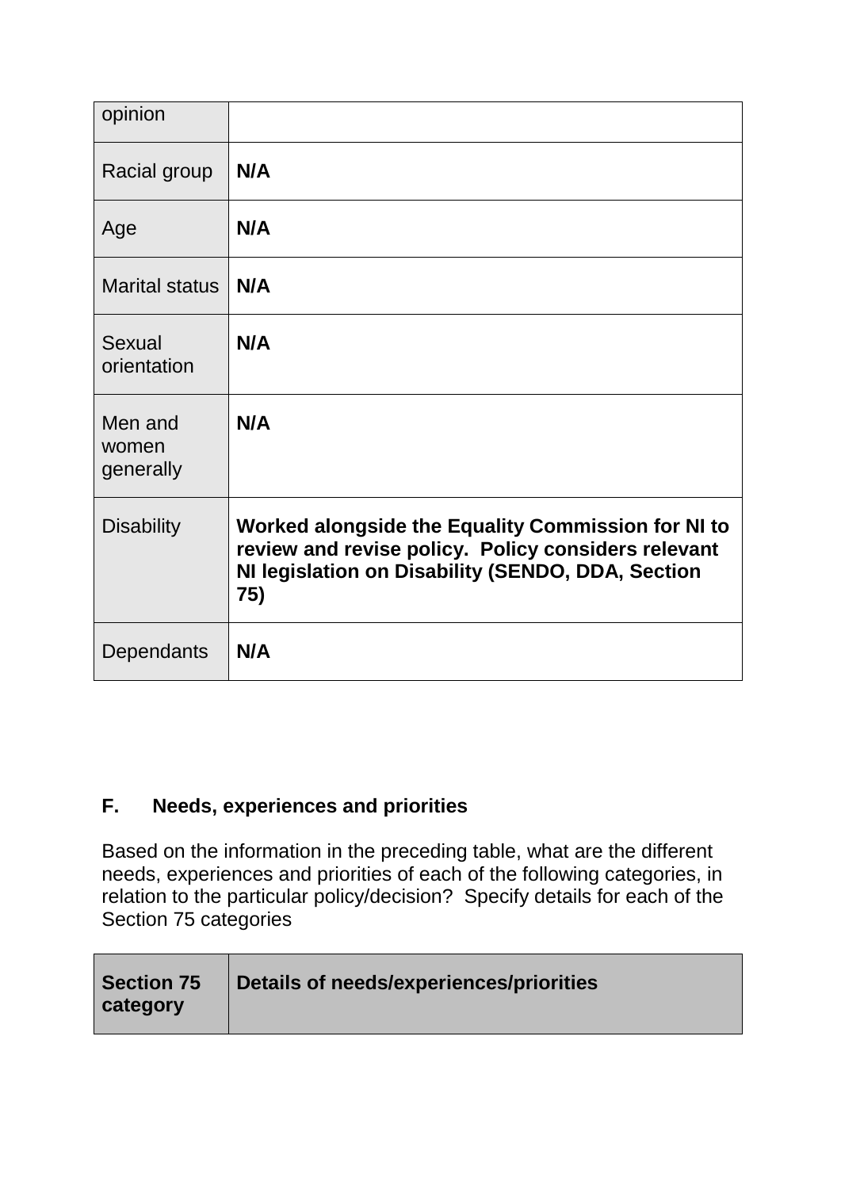| | |
|---|---|
| opinion | |
| Racial group | **N/A** |
| Age | **N/A** |
| Marital status | **N/A** |
| Sexual orientation | **N/A** |
| Men and women generally | **N/A** |
| Disability | **Worked alongside the Equality Commission for NI to review and revise policy. Policy considers relevant NI legislation on Disability (SENDO, DDA, Section 75)** |
| Dependants | **N/A** |

## F. Needs, experiences and priorities

Based on the information in the preceding table, what are the different needs, experiences and priorities of each of the following categories, in relation to the particular policy/decision? Specify details for each of the Section 75 categories

| Section 75 category | Details of needs/experiences/priorities |
|---|---|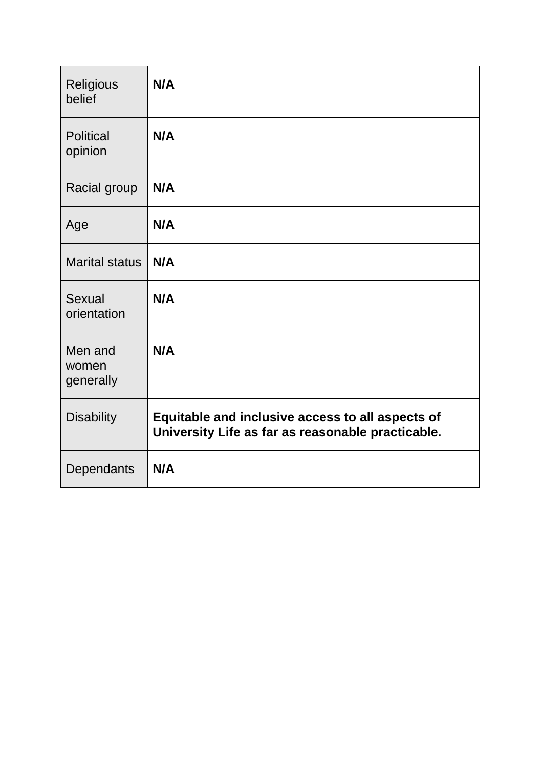| | |
|---|---|
| Religious belief | **N/A** |
| Political opinion | **N/A** |
| Racial group | **N/A** |
| Age | **N/A** |
| Marital status | **N/A** |
| Sexual orientation | **N/A** |
| Men and women generally | **N/A** |
| Disability | **Equitable and inclusive access to all aspects of University Life as far as reasonable practicable.** |
| Dependants | **N/A** |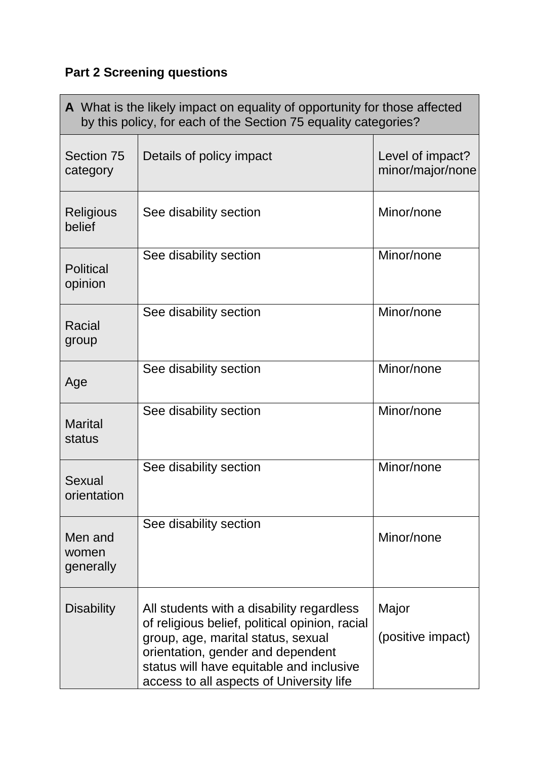**Part 2 Screening questions**

| **A** What is the likely impact on equality of opportunity for those affected by this policy, for each of the Section 75 equality categories? | | |
|---|---|---|
| Section 75 category | Details of policy impact | Level of impact? minor/major/none |
| Religious belief | See disability section | Minor/none |
| Political opinion | See disability section | Minor/none |
| Racial group | See disability section | Minor/none |
| Age | See disability section | Minor/none |
| Marital status | See disability section | Minor/none |
| Sexual orientation | See disability section | Minor/none |
| Men and women generally | See disability section | Minor/none |
| Disability | All students with a disability regardless of religious belief, political opinion, racial group, age, marital status, sexual orientation, gender and dependent status will have equitable and inclusive access to all aspects of University life | Major (positive impact) |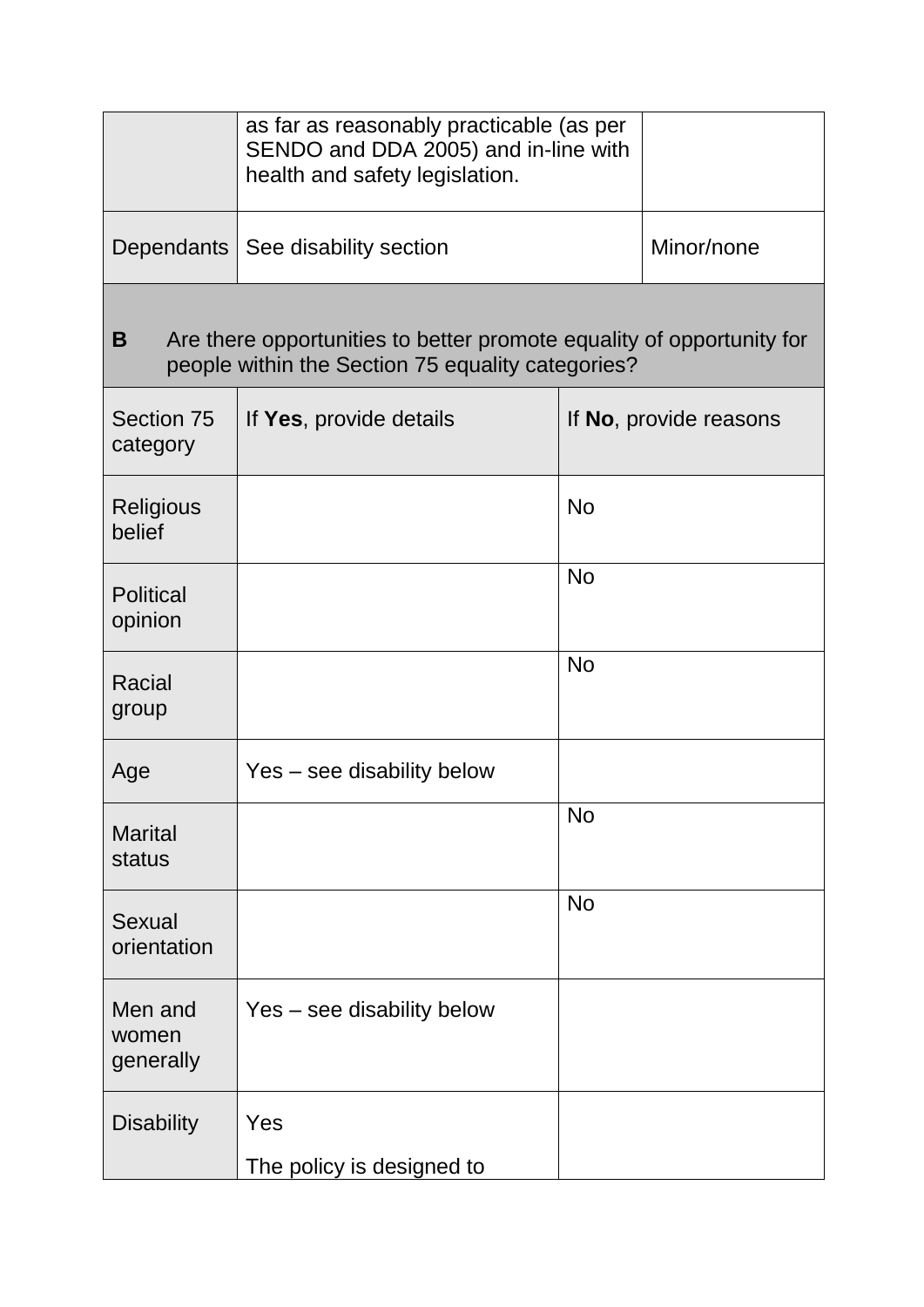| | | |
|---|---|---|
| | as far as reasonably practicable (as per SENDO and DDA 2005) and in-line with health and safety legislation. | |
| Dependants | See disability section | Minor/none |

**B** Are there opportunities to better promote equality of opportunity for people within the Section 75 equality categories?

| Section 75 category | If **Yes**, provide details | If **No**, provide reasons |
|---|---|---|
| Religious belief | | No |
| Political opinion | | No |
| Racial group | | No |
| Age | Yes – see disability below | |
| Marital status | | No |
| Sexual orientation | | No |
| Men and women generally | Yes – see disability below | |
| Disability | Yes<br><br>The policy is designed to | |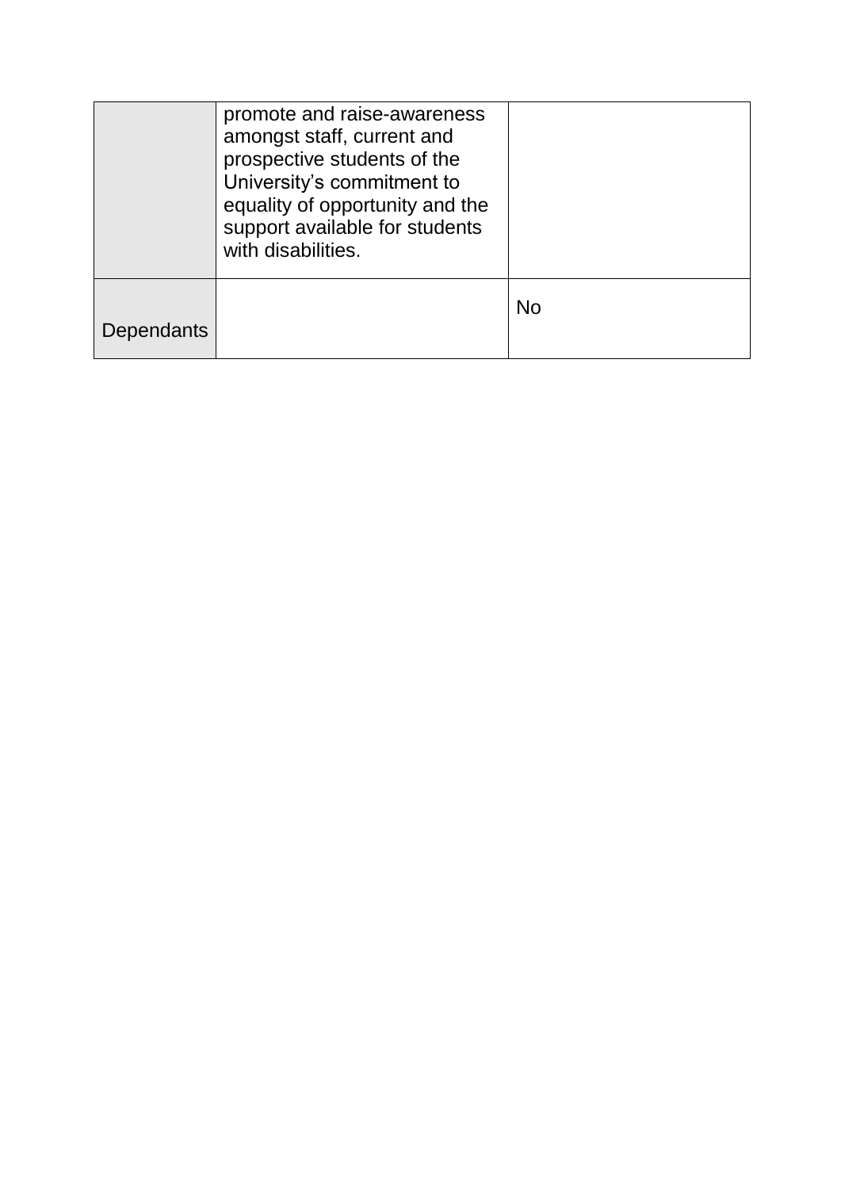| | | |
|---|---|---|
| | promote and raise-awareness amongst staff, current and prospective students of the University's commitment to equality of opportunity and the support available for students with disabilities. | |
| Dependants | | No |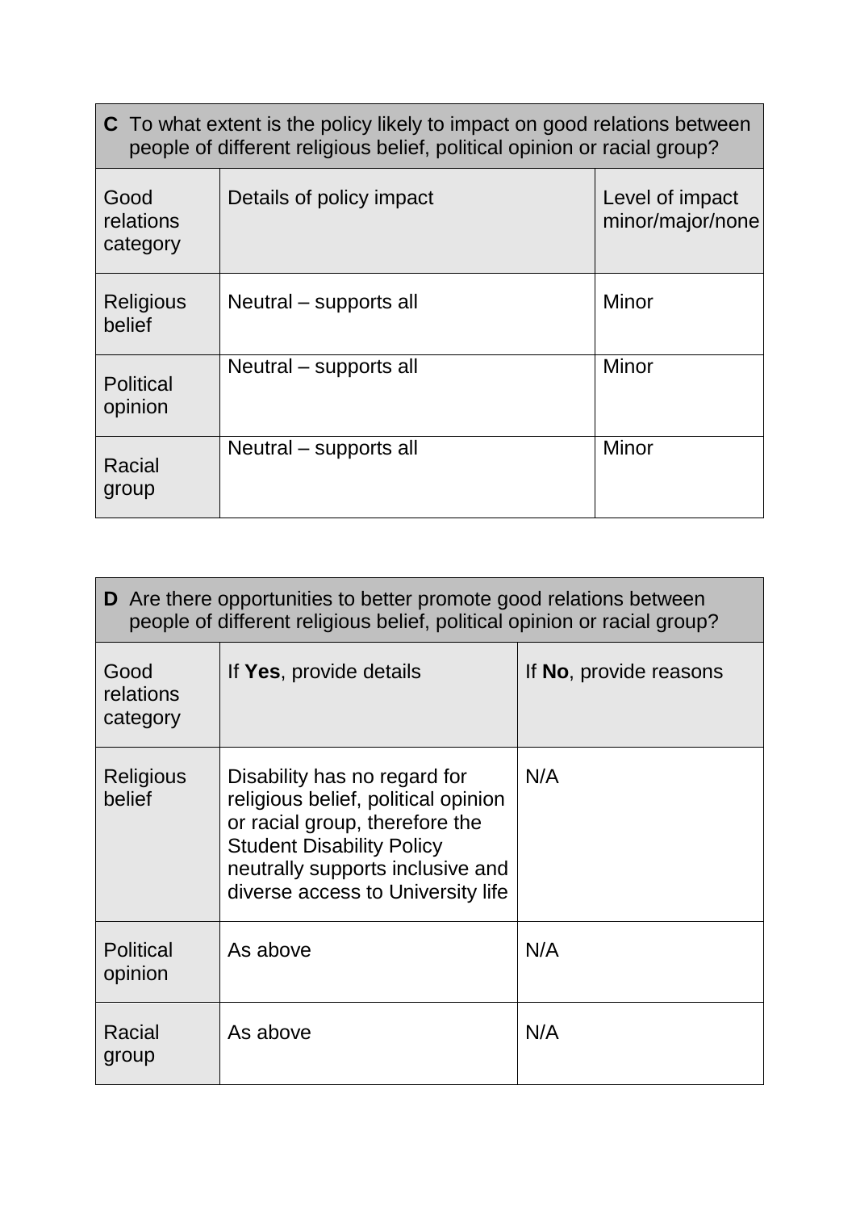| **C** To what extent is the policy likely to impact on good relations between people of different religious belief, political opinion or racial group? | | |
|---|---|---|
| Good relations category | Details of policy impact | Level of impact minor/major/none |
| Religious belief | Neutral – supports all | Minor |
| Political opinion | Neutral – supports all | Minor |
| Racial group | Neutral – supports all | Minor |

| **D** Are there opportunities to better promote good relations between people of different religious belief, political opinion or racial group? | | |
|---|---|---|
| Good relations category | If **Yes**, provide details | If **No**, provide reasons |
| Religious belief | Disability has no regard for religious belief, political opinion or racial group, therefore the Student Disability Policy neutrally supports inclusive and diverse access to University life | N/A |
| Political opinion | As above | N/A |
| Racial group | As above | N/A |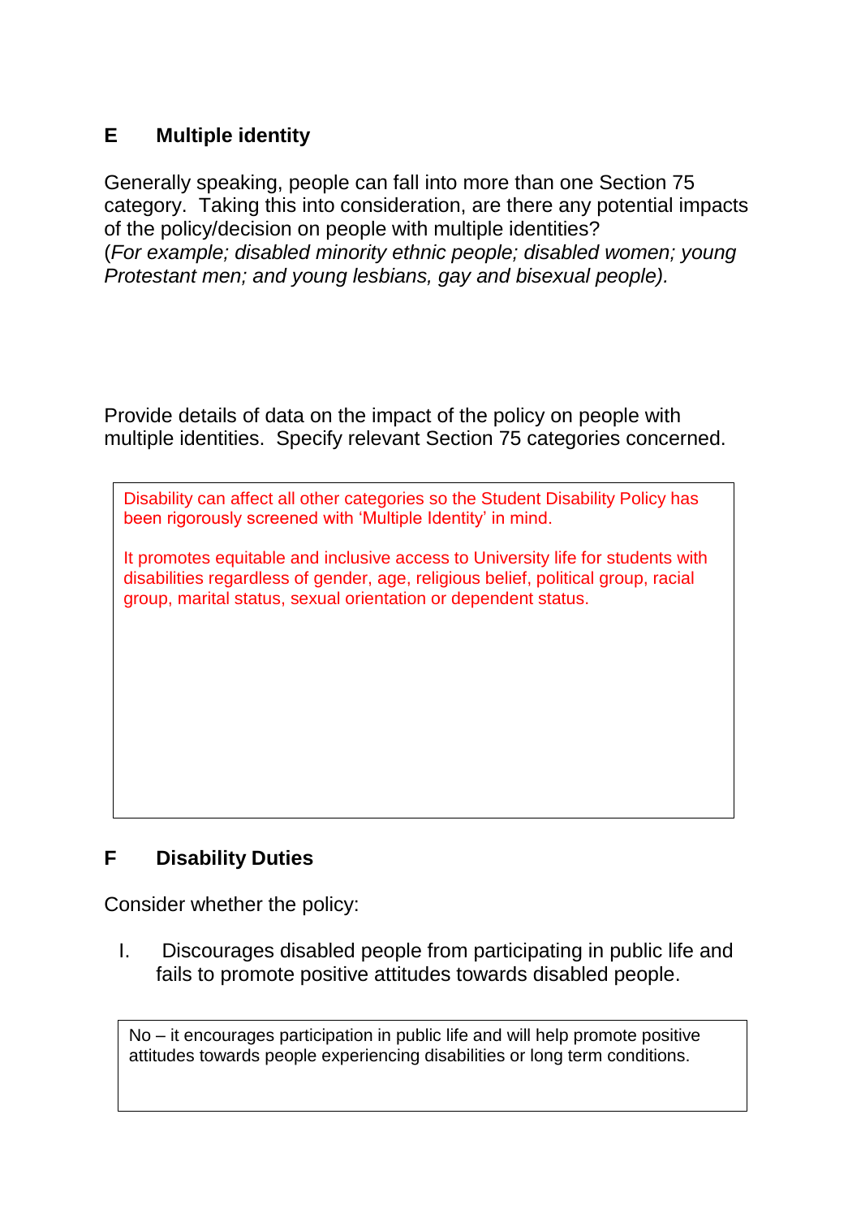## E Multiple identity

Generally speaking, people can fall into more than one Section 75 category. Taking this into consideration, are there any potential impacts of the policy/decision on people with multiple identities?
(*For example; disabled minority ethnic people; disabled women; young Protestant men; and young lesbians, gay and bisexual people).*

Provide details of data on the impact of the policy on people with multiple identities. Specify relevant Section 75 categories concerned.

> Disability can affect all other categories so the Student Disability Policy has been rigorously screened with 'Multiple Identity' in mind.
>
> It promotes equitable and inclusive access to University life for students with disabilities regardless of gender, age, religious belief, political group, racial group, marital status, sexual orientation or dependent status.

## F Disability Duties

Consider whether the policy:

I. Discourages disabled people from participating in public life and fails to promote positive attitudes towards disabled people.

> No – it encourages participation in public life and will help promote positive attitudes towards people experiencing disabilities or long term conditions.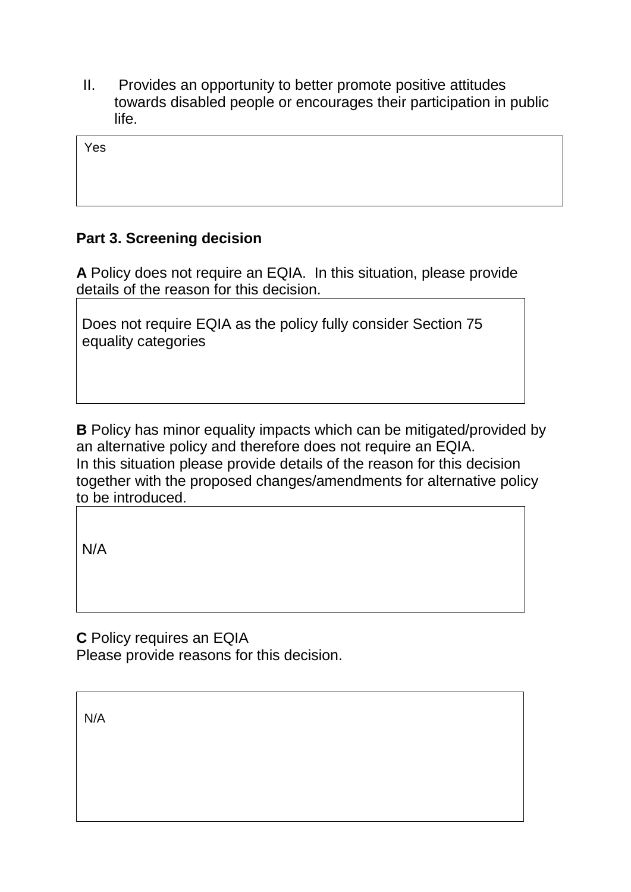II. Provides an opportunity to better promote positive attitudes towards disabled people or encourages their participation in public life.

| |
|---|
| Yes |

**Part 3. Screening decision**

**A** Policy does not require an EQIA. In this situation, please provide details of the reason for this decision.

| |
|---|
| Does not require EQIA as the policy fully consider Section 75 equality categories |

**B** Policy has minor equality impacts which can be mitigated/provided by an alternative policy and therefore does not require an EQIA.
In this situation please provide details of the reason for this decision together with the proposed changes/amendments for alternative policy to be introduced.

| |
|---|
| N/A |

**C** Policy requires an EQIA
Please provide reasons for this decision.

| |
|---|
| N/A |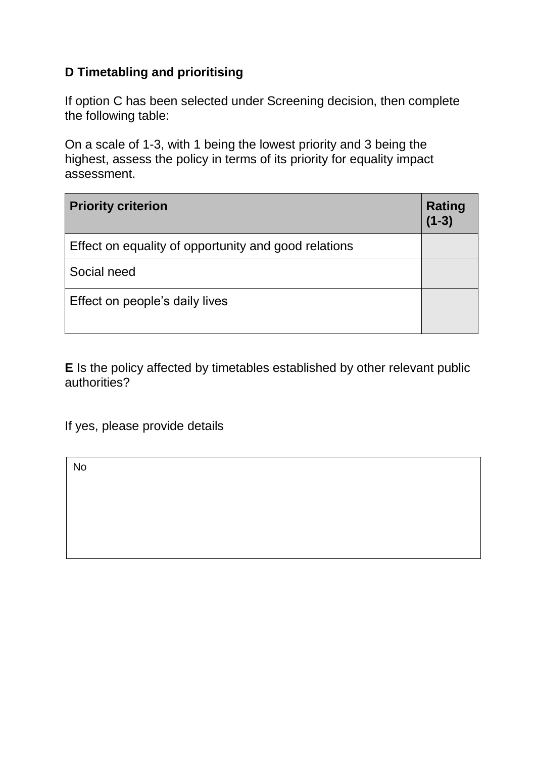**D Timetabling and prioritising**

If option C has been selected under Screening decision, then complete the following table:

On a scale of 1-3, with 1 being the lowest priority and 3 being the highest, assess the policy in terms of its priority for equality impact assessment.

| Priority criterion | Rating (1-3) |
|---|---|
| Effect on equality of opportunity and good relations | |
| Social need | |
| Effect on people’s daily lives | |

**E** Is the policy affected by timetables established by other relevant public authorities?

If yes, please provide details

| |
|---|
| No |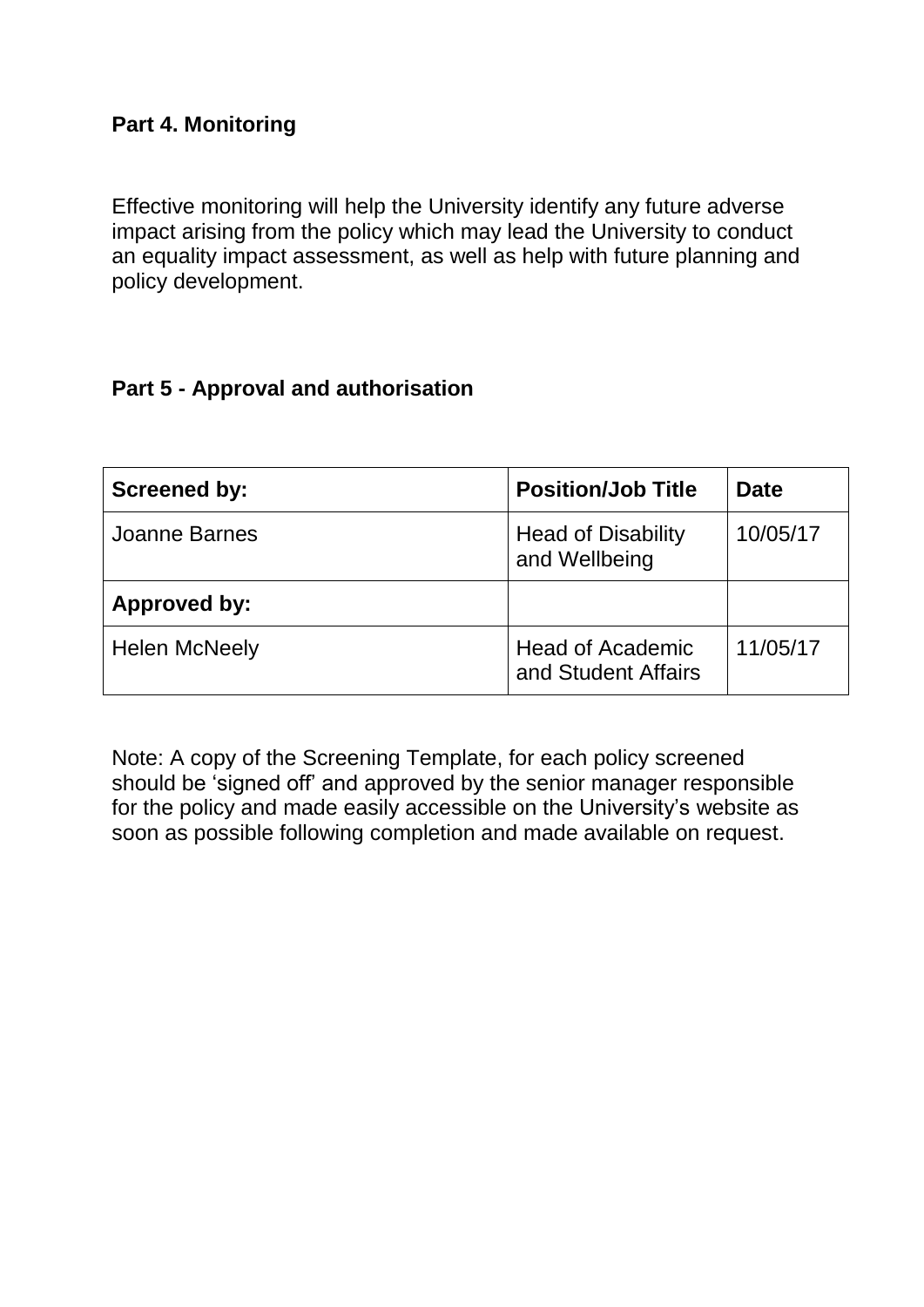**Part 4. Monitoring**

Effective monitoring will help the University identify any future adverse impact arising from the policy which may lead the University to conduct an equality impact assessment, as well as help with future planning and policy development.

**Part 5 - Approval and authorisation**

| **Screened by:** | **Position/Job Title** | **Date** |
| --- | --- | --- |
| Joanne Barnes | Head of Disability and Wellbeing | 10/05/17 |
| **Approved by:** | | |
| Helen McNeely | Head of Academic and Student Affairs | 11/05/17 |

Note: A copy of the Screening Template, for each policy screened should be 'signed off' and approved by the senior manager responsible for the policy and made easily accessible on the University's website as soon as possible following completion and made available on request.